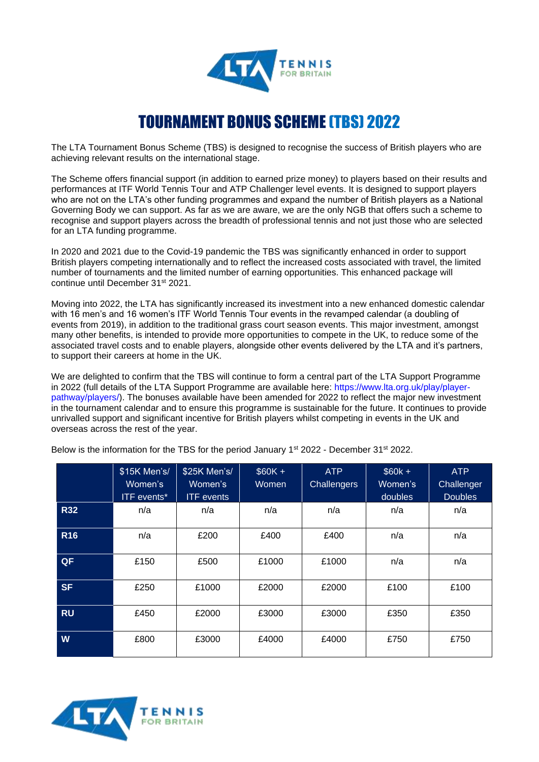# TOURNAMENT BONUS SCHEME (TBS) 2022

The LTA Tournament Bonus Scheme (TBS) is designed to recognise the success of British players who are achieving relevant results on the international stage.

The Scheme offers financial support (in addition to earned prize money) to players based on their results and performances at ITF World Tennis Tour and ATP Challenger level events. It is designed to support players who are not on the LTA's other funding programmes and expand the number of British players as a National Governing Body we can support. As far as we are aware, we are the only NGB that offers such a scheme to recognise and support players across the breadth of professional tennis and not just those who are selected for an LTA funding programme.

In 2020 and 2021 due to the Covid-19 pandemic the TBS was significantly enhanced in order to support British players competing internationally and to reflect the increased costs associated with travel, the limited number of tournaments and the limited number of earning opportunities. This enhanced package will continue until December 31st 2021.

Moving into 2022, the LTA has significantly increased its investment into a new enhanced domestic calendar with 16 men's and 16 women's ITF World Tennis Tour events in the revamped calendar (a doubling of events from 2019), in addition to the traditional grass court season events. This major investment, amongst many other benefits, is intended to provide more opportunities to compete in the UK, to reduce some of the associated travel costs and to enable players, alongside other events delivered by the LTA and it's partners, to support their careers at home in the UK.

We are delighted to confirm that the TBS will continue to form a central part of the LTA Support Programme in 2022 (full details of the LTA Support Programme are available here: https://www.lta.org.uk/play/player-pathway/players/). The bonuses available have been amended for 2022 to reflect the major new investment in the tournament calendar and to ensure this programme is sustainable for the future. It continues to provide unrivalled support and significant incentive for British players whilst competing in events in the UK and overseas across the rest of the year.

Below is the information for the TBS for the period January 1st 2022 - December 31st 2022.

| | $15K Men's/ Women's ITF events* | $25K Men's/ Women's ITF events | $60K + Women | ATP Challengers | $60k + Women's doubles | ATP Challenger Doubles |
|---|---|---|---|---|---|---|
| **R32** | n/a | n/a | n/a | n/a | n/a | n/a |
| **R16** | n/a | £200 | £400 | £400 | n/a | n/a |
| **QF** | £150 | £500 | £1000 | £1000 | n/a | n/a |
| **SF** | £250 | £1000 | £2000 | £2000 | £100 | £100 |
| **RU** | £450 | £2000 | £3000 | £3000 | £350 | £350 |
| **W** | £800 | £3000 | £4000 | £4000 | £750 | £750 |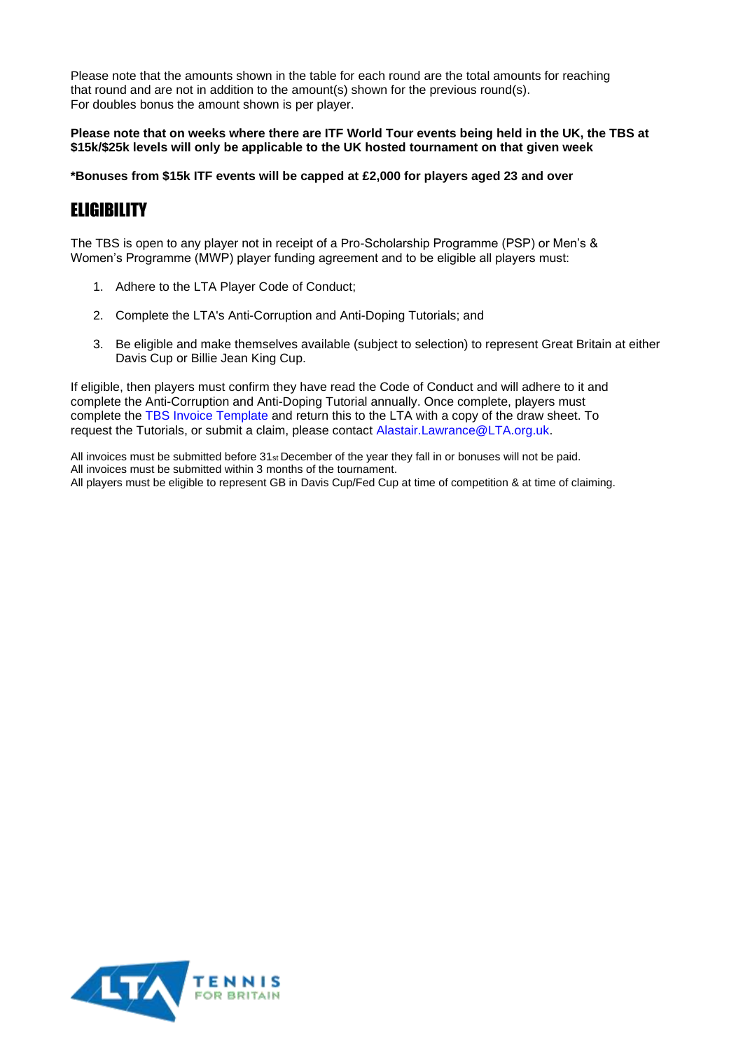Please note that the amounts shown in the table for each round are the total amounts for reaching that round and are not in addition to the amount(s) shown for the previous round(s).
For doubles bonus the amount shown is per player.

**Please note that on weeks where there are ITF World Tour events being held in the UK, the TBS at $15k/$25k levels will only be applicable to the UK hosted tournament on that given week**

***Bonuses from $15k ITF events will be capped at £2,000 for players aged 23 and over**

## ELIGIBILITY

The TBS is open to any player not in receipt of a Pro-Scholarship Programme (PSP) or Men's & Women's Programme (MWP) player funding agreement and to be eligible all players must:

1. Adhere to the LTA Player Code of Conduct;
2. Complete the LTA's Anti-Corruption and Anti-Doping Tutorials; and
3. Be eligible and make themselves available (subject to selection) to represent Great Britain at either Davis Cup or Billie Jean King Cup.

If eligible, then players must confirm they have read the Code of Conduct and will adhere to it and complete the Anti-Corruption and Anti-Doping Tutorial annually. Once complete, players must complete the TBS Invoice Template and return this to the LTA with a copy of the draw sheet. To request the Tutorials, or submit a claim, please contact Alastair.Lawrance@LTA.org.uk.

All invoices must be submitted before 31st December of the year they fall in or bonuses will not be paid.
All invoices must be submitted within 3 months of the tournament.
All players must be eligible to represent GB in Davis Cup/Fed Cup at time of competition & at time of claiming.